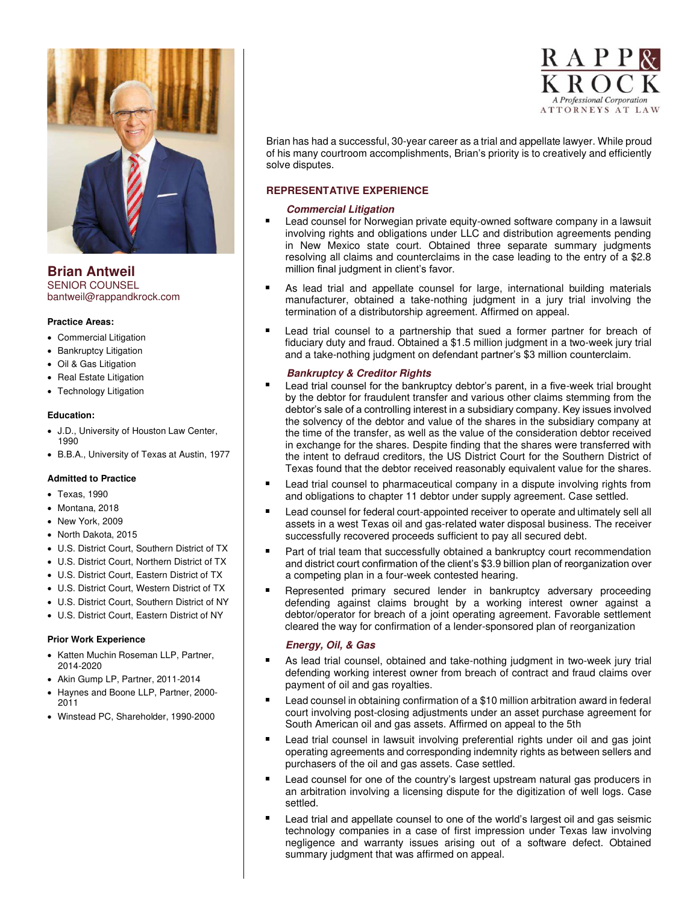RAPP & KROCK
*A Professional Corporation*
ATTORNEYS AT LAW

# Brian Antweil

SENIOR COUNSEL
bantweil@rappandkrock.com

**Practice Areas:**

- Commercial Litigation
- Bankruptcy Litigation
- Oil & Gas Litigation
- Real Estate Litigation
- Technology Litigation

**Education:**

- J.D., University of Houston Law Center, 1990
- B.B.A., University of Texas at Austin, 1977

**Admitted to Practice**

- Texas, 1990
- Montana, 2018
- New York, 2009
- North Dakota, 2015
- U.S. District Court, Southern District of TX
- U.S. District Court, Northern District of TX
- U.S. District Court, Eastern District of TX
- U.S. District Court, Western District of TX
- U.S. District Court, Southern District of NY
- U.S. District Court, Eastern District of NY

**Prior Work Experience**

- Katten Muchin Roseman LLP, Partner, 2014-2020
- Akin Gump LP, Partner, 2011-2014
- Haynes and Boone LLP, Partner, 2000-2011
- Winstead PC, Shareholder, 1990-2000

Brian has had a successful, 30-year career as a trial and appellate lawyer. While proud of his many courtroom accomplishments, Brian's priority is to creatively and efficiently solve disputes.

## REPRESENTATIVE EXPERIENCE

### *Commercial Litigation*

- Lead counsel for Norwegian private equity-owned software company in a lawsuit involving rights and obligations under LLC and distribution agreements pending in New Mexico state court. Obtained three separate summary judgments resolving all claims and counterclaims in the case leading to the entry of a $2.8 million final judgment in client's favor.
- As lead trial and appellate counsel for large, international building materials manufacturer, obtained a take-nothing judgment in a jury trial involving the termination of a distributorship agreement. Affirmed on appeal.
- Lead trial counsel to a partnership that sued a former partner for breach of fiduciary duty and fraud. Obtained a $1.5 million judgment in a two-week jury trial and a take-nothing judgment on defendant partner's $3 million counterclaim.

### *Bankruptcy & Creditor Rights*

- Lead trial counsel for the bankruptcy debtor's parent, in a five-week trial brought by the debtor for fraudulent transfer and various other claims stemming from the debtor's sale of a controlling interest in a subsidiary company. Key issues involved the solvency of the debtor and value of the shares in the subsidiary company at the time of the transfer, as well as the value of the consideration debtor received in exchange for the shares. Despite finding that the shares were transferred with the intent to defraud creditors, the US District Court for the Southern District of Texas found that the debtor received reasonably equivalent value for the shares.
- Lead trial counsel to pharmaceutical company in a dispute involving rights from and obligations to chapter 11 debtor under supply agreement. Case settled.
- Lead counsel for federal court-appointed receiver to operate and ultimately sell all assets in a west Texas oil and gas-related water disposal business. The receiver successfully recovered proceeds sufficient to pay all secured debt.
- Part of trial team that successfully obtained a bankruptcy court recommendation and district court confirmation of the client's $3.9 billion plan of reorganization over a competing plan in a four-week contested hearing.
- Represented primary secured lender in bankruptcy adversary proceeding defending against claims brought by a working interest owner against a debtor/operator for breach of a joint operating agreement. Favorable settlement cleared the way for confirmation of a lender-sponsored plan of reorganization

### *Energy, Oil, & Gas*

- As lead trial counsel, obtained and take-nothing judgment in two-week jury trial defending working interest owner from breach of contract and fraud claims over payment of oil and gas royalties.
- Lead counsel in obtaining confirmation of a $10 million arbitration award in federal court involving post-closing adjustments under an asset purchase agreement for South American oil and gas assets. Affirmed on appeal to the 5th
- Lead trial counsel in lawsuit involving preferential rights under oil and gas joint operating agreements and corresponding indemnity rights as between sellers and purchasers of the oil and gas assets. Case settled.
- Lead counsel for one of the country's largest upstream natural gas producers in an arbitration involving a licensing dispute for the digitization of well logs. Case settled.
- Lead trial and appellate counsel to one of the world's largest oil and gas seismic technology companies in a case of first impression under Texas law involving negligence and warranty issues arising out of a software defect. Obtained summary judgment that was affirmed on appeal.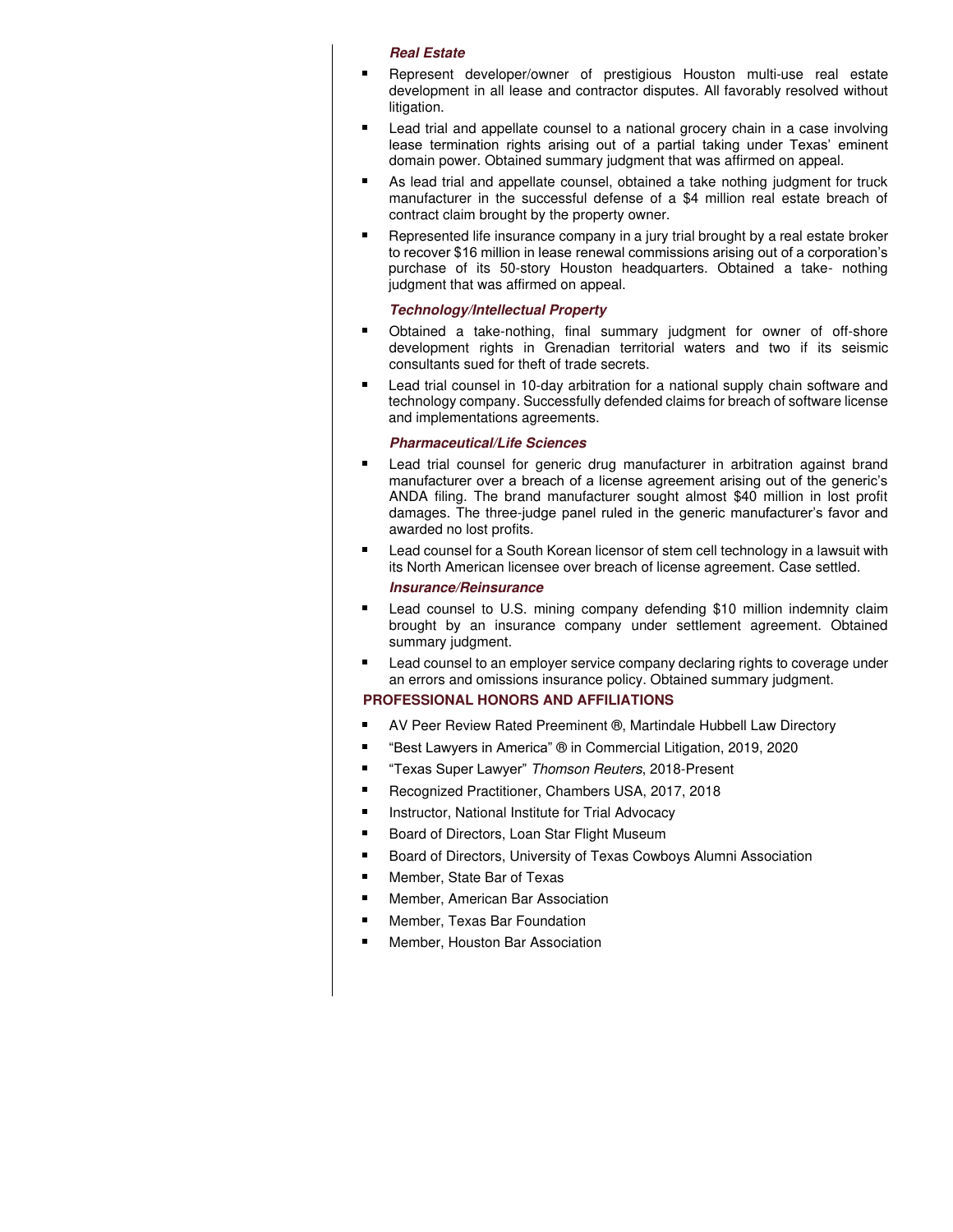***Real Estate***

- Represent developer/owner of prestigious Houston multi-use real estate development in all lease and contractor disputes. All favorably resolved without litigation.
- Lead trial and appellate counsel to a national grocery chain in a case involving lease termination rights arising out of a partial taking under Texas' eminent domain power. Obtained summary judgment that was affirmed on appeal.
- As lead trial and appellate counsel, obtained a take nothing judgment for truck manufacturer in the successful defense of a $4 million real estate breach of contract claim brought by the property owner.
- Represented life insurance company in a jury trial brought by a real estate broker to recover $16 million in lease renewal commissions arising out of a corporation's purchase of its 50-story Houston headquarters. Obtained a take- nothing judgment that was affirmed on appeal.

***Technology/Intellectual Property***

- Obtained a take-nothing, final summary judgment for owner of off-shore development rights in Grenadian territorial waters and two if its seismic consultants sued for theft of trade secrets.
- Lead trial counsel in 10-day arbitration for a national supply chain software and technology company. Successfully defended claims for breach of software license and implementations agreements.

***Pharmaceutical/Life Sciences***

- Lead trial counsel for generic drug manufacturer in arbitration against brand manufacturer over a breach of a license agreement arising out of the generic's ANDA filing. The brand manufacturer sought almost $40 million in lost profit damages. The three-judge panel ruled in the generic manufacturer's favor and awarded no lost profits.
- Lead counsel for a South Korean licensor of stem cell technology in a lawsuit with its North American licensee over breach of license agreement. Case settled.

***Insurance/Reinsurance***

- Lead counsel to U.S. mining company defending $10 million indemnity claim brought by an insurance company under settlement agreement. Obtained summary judgment.
- Lead counsel to an employer service company declaring rights to coverage under an errors and omissions insurance policy. Obtained summary judgment.

**PROFESSIONAL HONORS AND AFFILIATIONS**

- AV Peer Review Rated Preeminent ®, Martindale Hubbell Law Directory
- "Best Lawyers in America" ® in Commercial Litigation, 2019, 2020
- "Texas Super Lawyer" *Thomson Reuters*, 2018-Present
- Recognized Practitioner, Chambers USA, 2017, 2018
- Instructor, National Institute for Trial Advocacy
- Board of Directors, Loan Star Flight Museum
- Board of Directors, University of Texas Cowboys Alumni Association
- Member, State Bar of Texas
- Member, American Bar Association
- Member, Texas Bar Foundation
- Member, Houston Bar Association